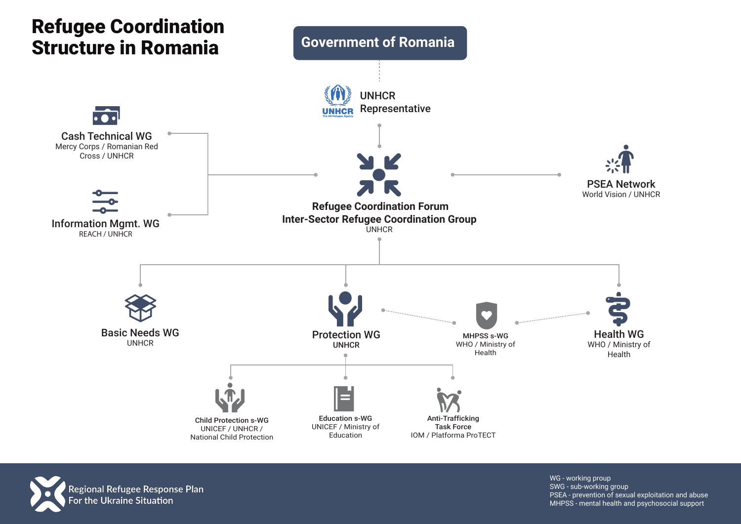# Refugee Coordination Structure in Romania

**Government of Romania**

UNHCR Representative

**Refugee Coordination Forum**
**Inter-Sector Refugee Coordination Group**
UNHCR

**Cash Technical WG**
Mercy Corps / Romanian Red Cross / UNHCR

**Information Mgmt. WG**
REACH / UNHCR

**PSEA Network**
World Vision / UNHCR

**Basic Needs WG**
UNHCR

**Protection WG**
UNHCR

**MHPSS s-WG**
WHO / Ministry of Health

**Health WG**
WHO / Ministry of Health

**Child Protection s-WG**
UNICEF / UNHCR / National Child Protection

**Education s-WG**
UNICEF / Ministry of Education

**Anti-Trafficking Task Force**
IOM / Platforma ProTECT

Regional Refugee Response Plan For the Ukraine Situation

WG - working proup
SWG - sub-working group
PSEA - prevention of sexual exploitation and abuse
MHPSS - mental health and psychosocial support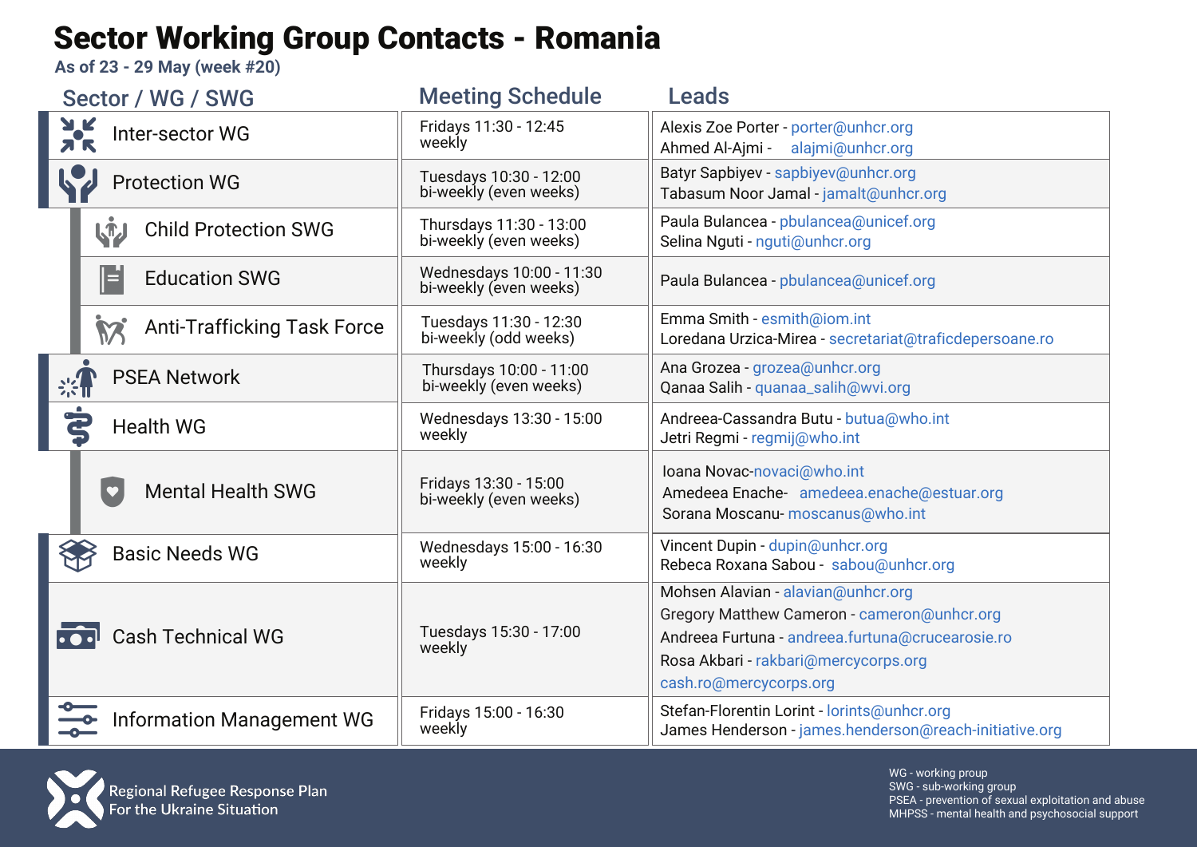# Sector Working Group Contacts - Romania

**As of 23 - 29 May (week #20)**

| Sector / WG / SWG | Meeting Schedule | Leads |
|---|---|---|
| Inter-sector WG | Fridays 11:30 - 12:45 weekly | Alexis Zoe Porter - porter@unhcr.org<br>Ahmed Al-Ajmi - alajmi@unhcr.org |
| Protection WG | Tuesdays 10:30 - 12:00 bi-weekly (even weeks) | Batyr Sapbiyev - sapbiyev@unhcr.org<br>Tabasum Noor Jamal - jamalt@unhcr.org |
| Child Protection SWG | Thursdays 11:30 - 13:00 bi-weekly (even weeks) | Paula Bulancea - pbulancea@unicef.org<br>Selina Nguti - nguti@unhcr.org |
| Education SWG | Wednesdays 10:00 - 11:30 bi-weekly (even weeks) | Paula Bulancea - pbulancea@unicef.org |
| Anti-Trafficking Task Force | Tuesdays 11:30 - 12:30 bi-weekly (odd weeks) | Emma Smith - esmith@iom.int<br>Loredana Urzica-Mirea - secretariat@traficdepersoane.ro |
| PSEA Network | Thursdays 10:00 - 11:00 bi-weekly (even weeks) | Ana Grozea - grozea@unhcr.org<br>Qanaa Salih - quanaa_salih@wvi.org |
| Health WG | Wednesdays 13:30 - 15:00 weekly | Andreea-Cassandra Butu - butua@who.int<br>Jetri Regmi - regmij@who.int |
| Mental Health SWG | Fridays 13:30 - 15:00 bi-weekly (even weeks) | Ioana Novac-novaci@who.int<br>Amedeea Enache- amedeea.enache@estuar.org<br>Sorana Moscanu- moscanus@who.int |
| Basic Needs WG | Wednesdays 15:00 - 16:30 weekly | Vincent Dupin - dupin@unhcr.org<br>Rebeca Roxana Sabou - sabou@unhcr.org |
| Cash Technical WG | Tuesdays 15:30 - 17:00 weekly | Mohsen Alavian - alavian@unhcr.org<br>Gregory Matthew Cameron - cameron@unhcr.org<br>Andreea Furtuna - andreea.furtuna@crucearosie.ro<br>Rosa Akbari - rakbari@mercycorps.org<br>cash.ro@mercycorps.org |
| Information Management WG | Fridays 15:00 - 16:30 weekly | Stefan-Florentin Lorint - lorints@unhcr.org<br>James Henderson - james.henderson@reach-initiative.org |

Regional Refugee Response Plan
For the Ukraine Situation

WG - working proup
SWG - sub-working group
PSEA - prevention of sexual exploitation and abuse
MHPSS - mental health and psychosocial support